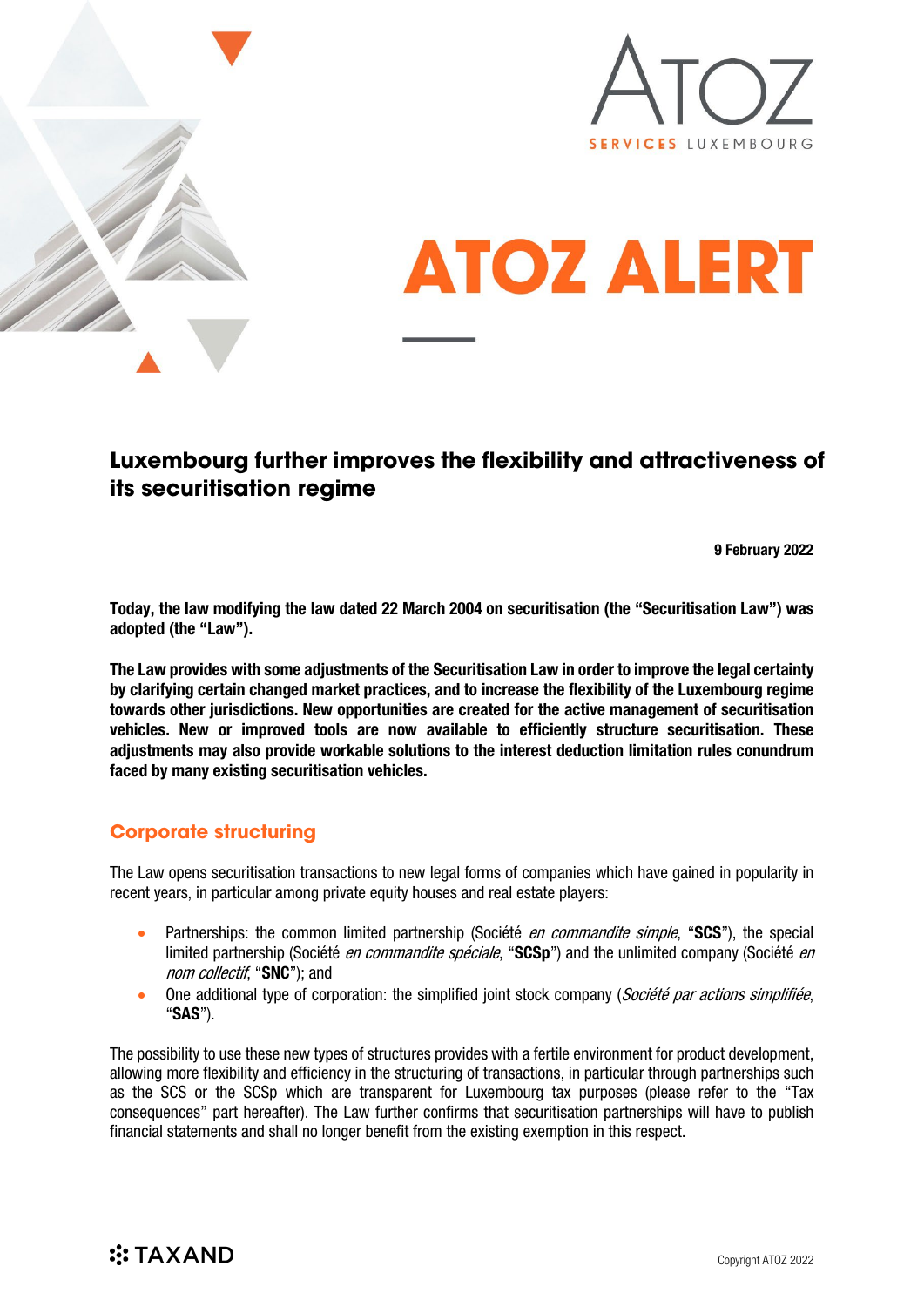# ATOZ ALERT

## Luxembourg further improves the flexibility and attractiveness of its securitisation regime

**9 February 2022**

**Today, the law modifying the law dated 22 March 2004 on securitisation (the "Securitisation Law") was adopted (the "Law").**

**The Law provides with some adjustments of the Securitisation Law in order to improve the legal certainty by clarifying certain changed market practices, and to increase the flexibility of the Luxembourg regime towards other jurisdictions. New opportunities are created for the active management of securitisation vehicles. New or improved tools are now available to efficiently structure securitisation. These adjustments may also provide workable solutions to the interest deduction limitation rules conundrum faced by many existing securitisation vehicles.**

### Corporate structuring

The Law opens securitisation transactions to new legal forms of companies which have gained in popularity in recent years, in particular among private equity houses and real estate players:

- Partnerships: the common limited partnership (Société *en commandite simple*, "**SCS**"), the special limited partnership (Société *en commandite spéciale*, "**SCSp**") and the unlimited company (Société *en nom collectif*, "**SNC**"); and
- One additional type of corporation: the simplified joint stock company (*Société par actions simplifiée*, "**SAS**").

The possibility to use these new types of structures provides with a fertile environment for product development, allowing more flexibility and efficiency in the structuring of transactions, in particular through partnerships such as the SCS or the SCSp which are transparent for Luxembourg tax purposes (please refer to the "Tax consequences" part hereafter). The Law further confirms that securitisation partnerships will have to publish financial statements and shall no longer benefit from the existing exemption in this respect.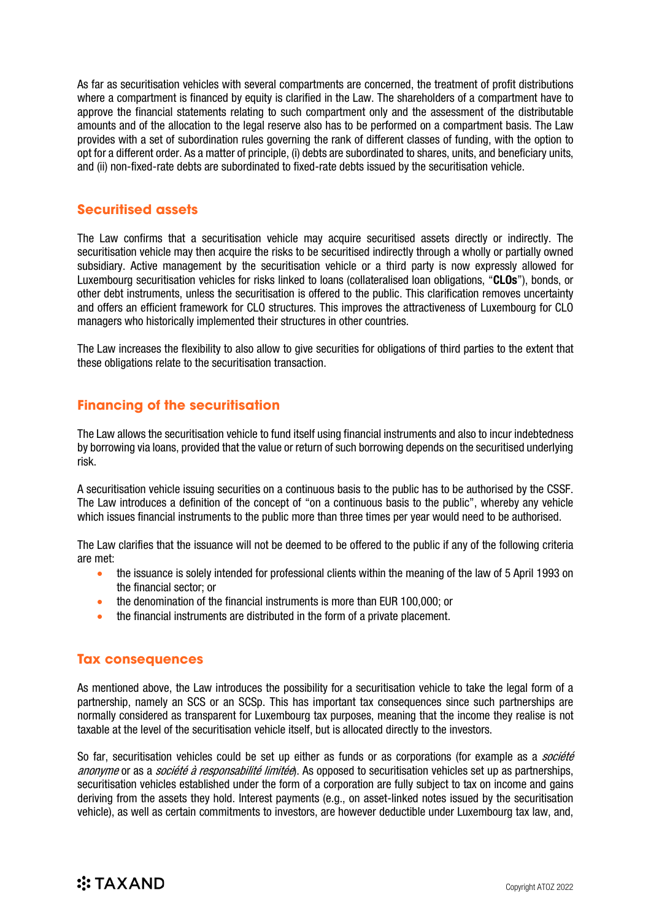As far as securitisation vehicles with several compartments are concerned, the treatment of profit distributions where a compartment is financed by equity is clarified in the Law. The shareholders of a compartment have to approve the financial statements relating to such compartment only and the assessment of the distributable amounts and of the allocation to the legal reserve also has to be performed on a compartment basis. The Law provides with a set of subordination rules governing the rank of different classes of funding, with the option to opt for a different order. As a matter of principle, (i) debts are subordinated to shares, units, and beneficiary units, and (ii) non-fixed-rate debts are subordinated to fixed-rate debts issued by the securitisation vehicle.

## Securitised assets

The Law confirms that a securitisation vehicle may acquire securitised assets directly or indirectly. The securitisation vehicle may then acquire the risks to be securitised indirectly through a wholly or partially owned subsidiary. Active management by the securitisation vehicle or a third party is now expressly allowed for Luxembourg securitisation vehicles for risks linked to loans (collateralised loan obligations, "**CLOs**"), bonds, or other debt instruments, unless the securitisation is offered to the public. This clarification removes uncertainty and offers an efficient framework for CLO structures. This improves the attractiveness of Luxembourg for CLO managers who historically implemented their structures in other countries.

The Law increases the flexibility to also allow to give securities for obligations of third parties to the extent that these obligations relate to the securitisation transaction.

## Financing of the securitisation

The Law allows the securitisation vehicle to fund itself using financial instruments and also to incur indebtedness by borrowing via loans, provided that the value or return of such borrowing depends on the securitised underlying risk.

A securitisation vehicle issuing securities on a continuous basis to the public has to be authorised by the CSSF. The Law introduces a definition of the concept of "on a continuous basis to the public", whereby any vehicle which issues financial instruments to the public more than three times per year would need to be authorised.

The Law clarifies that the issuance will not be deemed to be offered to the public if any of the following criteria are met:

- the issuance is solely intended for professional clients within the meaning of the law of 5 April 1993 on the financial sector; or
- the denomination of the financial instruments is more than EUR 100,000; or
- the financial instruments are distributed in the form of a private placement.

## Tax consequences

As mentioned above, the Law introduces the possibility for a securitisation vehicle to take the legal form of a partnership, namely an SCS or an SCSp. This has important tax consequences since such partnerships are normally considered as transparent for Luxembourg tax purposes, meaning that the income they realise is not taxable at the level of the securitisation vehicle itself, but is allocated directly to the investors.

So far, securitisation vehicles could be set up either as funds or as corporations (for example as a *société anonyme* or as a *société à responsabilité limitée*). As opposed to securitisation vehicles set up as partnerships, securitisation vehicles established under the form of a corporation are fully subject to tax on income and gains deriving from the assets they hold. Interest payments (e.g., on asset-linked notes issued by the securitisation vehicle), as well as certain commitments to investors, are however deductible under Luxembourg tax law, and,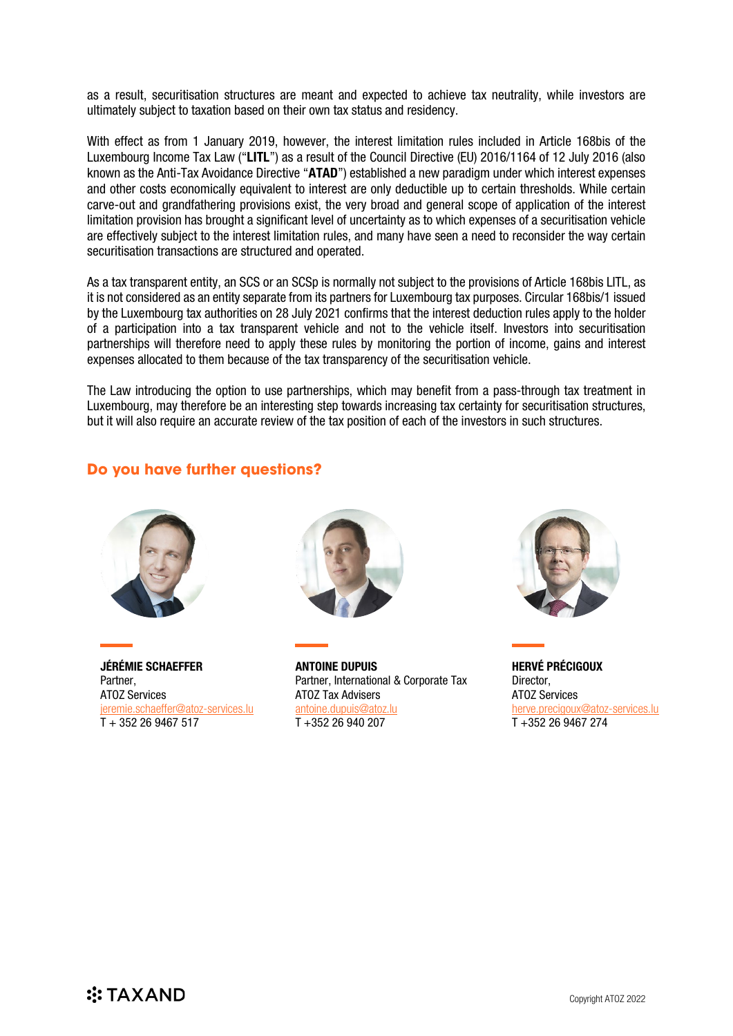as a result, securitisation structures are meant and expected to achieve tax neutrality, while investors are ultimately subject to taxation based on their own tax status and residency.

With effect as from 1 January 2019, however, the interest limitation rules included in Article 168bis of the Luxembourg Income Tax Law ("**LITL**") as a result of the Council Directive (EU) 2016/1164 of 12 July 2016 (also known as the Anti-Tax Avoidance Directive "**ATAD**") established a new paradigm under which interest expenses and other costs economically equivalent to interest are only deductible up to certain thresholds. While certain carve-out and grandfathering provisions exist, the very broad and general scope of application of the interest limitation provision has brought a significant level of uncertainty as to which expenses of a securitisation vehicle are effectively subject to the interest limitation rules, and many have seen a need to reconsider the way certain securitisation transactions are structured and operated.

As a tax transparent entity, an SCS or an SCSp is normally not subject to the provisions of Article 168bis LITL, as it is not considered as an entity separate from its partners for Luxembourg tax purposes. Circular 168bis/1 issued by the Luxembourg tax authorities on 28 July 2021 confirms that the interest deduction rules apply to the holder of a participation into a tax transparent vehicle and not to the vehicle itself. Investors into securitisation partnerships will therefore need to apply these rules by monitoring the portion of income, gains and interest expenses allocated to them because of the tax transparency of the securitisation vehicle.

The Law introducing the option to use partnerships, which may benefit from a pass-through tax treatment in Luxembourg, may therefore be an interesting step towards increasing tax certainty for securitisation structures, but it will also require an accurate review of the tax position of each of the investors in such structures.

## Do you have further questions?

**JÉRÉMIE SCHAEFFER**
Partner,
ATOZ Services
jeremie.schaeffer@atoz-services.lu
T + 352 26 9467 517

**ANTOINE DUPUIS**
Partner, International & Corporate Tax
ATOZ Tax Advisers
antoine.dupuis@atoz.lu
T +352 26 940 207

**HERVÉ PRÉCIGOUX**
Director,
ATOZ Services
herve.precigoux@atoz-services.lu
T +352 26 9467 274

Copyright ATOZ 2022